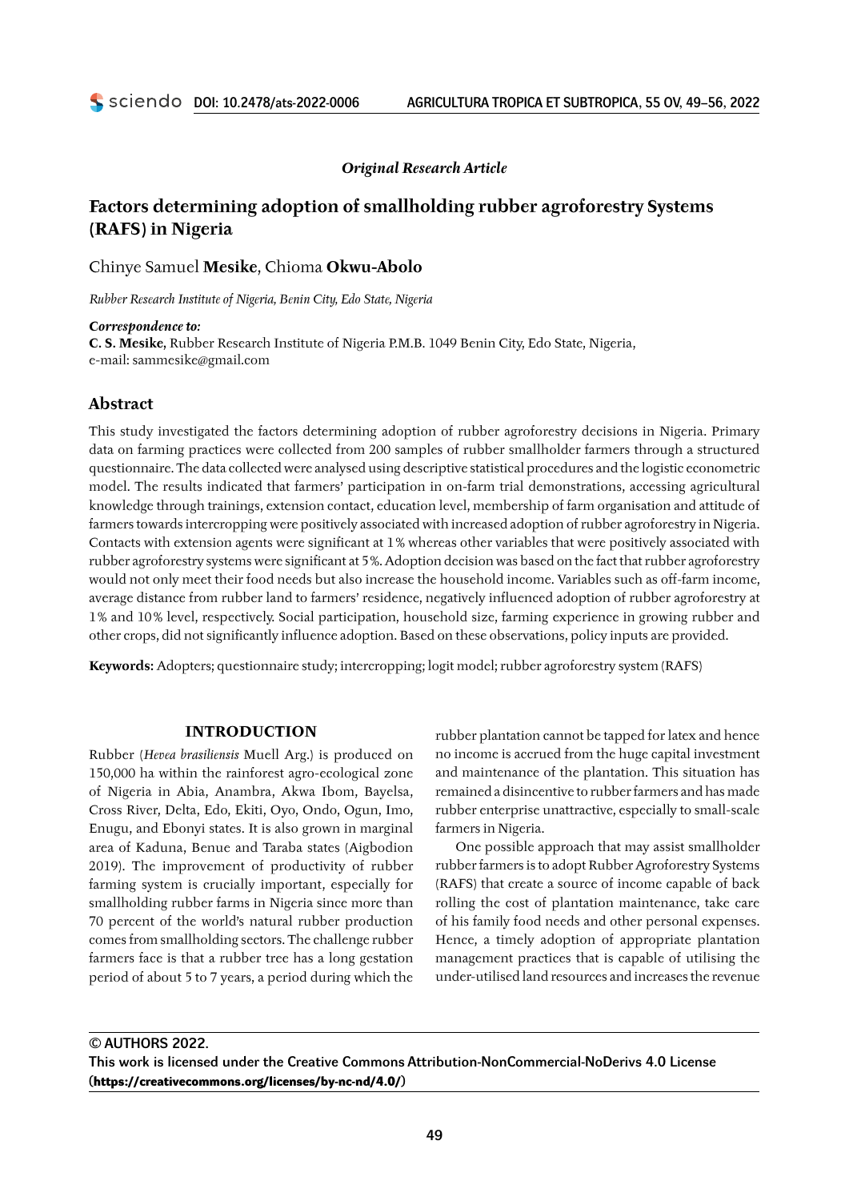*Original Research Article*

# Factors determining adoption of smallholding rubber agroforestry Systems (RAFS) in Nigeria

Chinye Samuel **Mesike**, Chioma **Okwu-Abolo**

*Rubber Research Institute of Nigeria, Benin City, Edo State, Nigeria*

***Correspondence to:***
**C. S. Mesike,** Rubber Research Institute of Nigeria P.M.B. 1049 Benin City, Edo State, Nigeria, e-mail: sammesike@gmail.com

## Abstract

This study investigated the factors determining adoption of rubber agroforestry decisions in Nigeria. Primary data on farming practices were collected from 200 samples of rubber smallholder farmers through a structured questionnaire. The data collected were analysed using descriptive statistical procedures and the logistic econometric model. The results indicated that farmers' participation in on-farm trial demonstrations, accessing agricultural knowledge through trainings, extension contact, education level, membership of farm organisation and attitude of farmers towards intercropping were positively associated with increased adoption of rubber agroforestry in Nigeria. Contacts with extension agents were significant at 1% whereas other variables that were positively associated with rubber agroforestry systems were significant at 5%. Adoption decision was based on the fact that rubber agroforestry would not only meet their food needs but also increase the household income. Variables such as off-farm income, average distance from rubber land to farmers' residence, negatively influenced adoption of rubber agroforestry at 1% and 10% level, respectively. Social participation, household size, farming experience in growing rubber and other crops, did not significantly influence adoption. Based on these observations, policy inputs are provided.

**Keywords:** Adopters; questionnaire study; intercropping; logit model; rubber agroforestry system (RAFS)

## INTRODUCTION

Rubber (*Hevea brasiliensis* Muell Arg.) is produced on 150,000 ha within the rainforest agro-ecological zone of Nigeria in Abia, Anambra, Akwa Ibom, Bayelsa, Cross River, Delta, Edo, Ekiti, Oyo, Ondo, Ogun, Imo, Enugu, and Ebonyi states. It is also grown in marginal area of Kaduna, Benue and Taraba states (Aigbodion 2019). The improvement of productivity of rubber farming system is crucially important, especially for smallholding rubber farms in Nigeria since more than 70 percent of the world's natural rubber production comes from smallholding sectors. The challenge rubber farmers face is that a rubber tree has a long gestation period of about 5 to 7 years, a period during which the rubber plantation cannot be tapped for latex and hence no income is accrued from the huge capital investment and maintenance of the plantation. This situation has remained a disincentive to rubber farmers and has made rubber enterprise unattractive, especially to small-scale farmers in Nigeria.

One possible approach that may assist smallholder rubber farmers is to adopt Rubber Agroforestry Systems (RAFS) that create a source of income capable of back rolling the cost of plantation maintenance, take care of his family food needs and other personal expenses. Hence, a timely adoption of appropriate plantation management practices that is capable of utilising the under-utilised land resources and increases the revenue

**© AUTHORS 2022.**
**This work is licensed under the Creative Commons Attribution-NonCommercial-NoDerivs 4.0 License (https://creativecommons.org/licenses/by-nc-nd/4.0/)**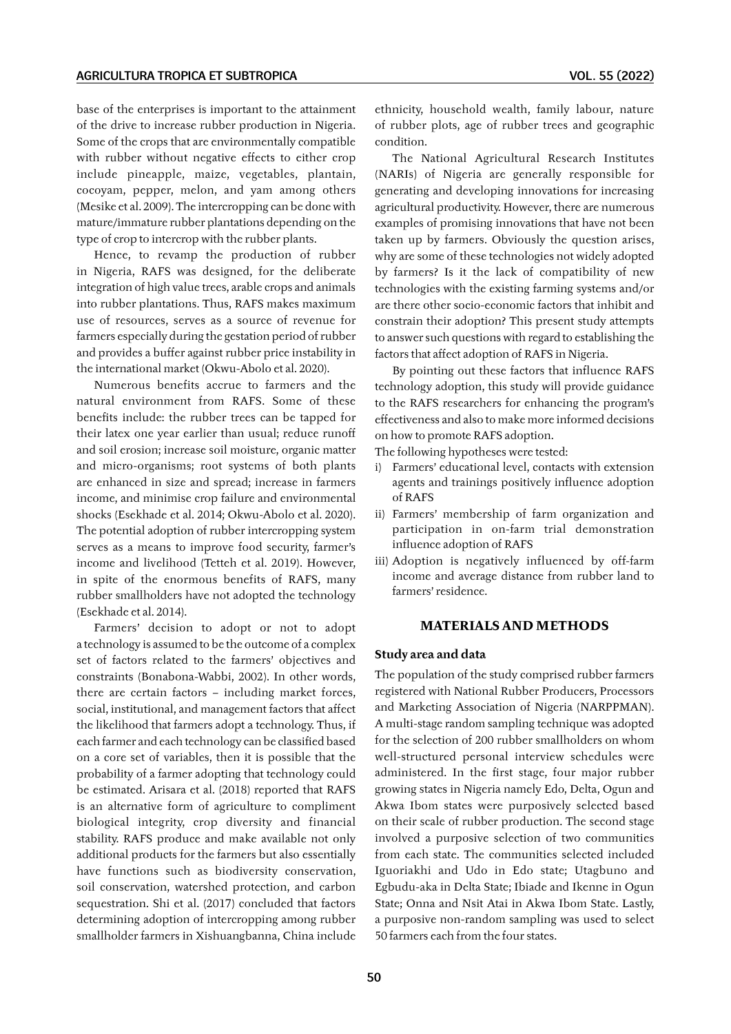base of the enterprises is important to the attainment of the drive to increase rubber production in Nigeria. Some of the crops that are environmentally compatible with rubber without negative effects to either crop include pineapple, maize, vegetables, plantain, cocoyam, pepper, melon, and yam among others (Mesike et al. 2009). The intercropping can be done with mature/immature rubber plantations depending on the type of crop to intercrop with the rubber plants.

Hence, to revamp the production of rubber in Nigeria, RAFS was designed, for the deliberate integration of high value trees, arable crops and animals into rubber plantations. Thus, RAFS makes maximum use of resources, serves as a source of revenue for farmers especially during the gestation period of rubber and provides a buffer against rubber price instability in the international market (Okwu-Abolo et al. 2020).

Numerous benefits accrue to farmers and the natural environment from RAFS. Some of these benefits include: the rubber trees can be tapped for their latex one year earlier than usual; reduce runoff and soil erosion; increase soil moisture, organic matter and micro-organisms; root systems of both plants are enhanced in size and spread; increase in farmers income, and minimise crop failure and environmental shocks (Esekhade et al. 2014; Okwu-Abolo et al. 2020). The potential adoption of rubber intercropping system serves as a means to improve food security, farmer's income and livelihood (Tetteh et al. 2019). However, in spite of the enormous benefits of RAFS, many rubber smallholders have not adopted the technology (Esekhade et al. 2014).

Farmers' decision to adopt or not to adopt a technology is assumed to be the outcome of a complex set of factors related to the farmers' objectives and constraints (Bonabona-Wabbi, 2002). In other words, there are certain factors – including market forces, social, institutional, and management factors that affect the likelihood that farmers adopt a technology. Thus, if each farmer and each technology can be classified based on a core set of variables, then it is possible that the probability of a farmer adopting that technology could be estimated. Arisara et al. (2018) reported that RAFS is an alternative form of agriculture to compliment biological integrity, crop diversity and financial stability. RAFS produce and make available not only additional products for the farmers but also essentially have functions such as biodiversity conservation, soil conservation, watershed protection, and carbon sequestration. Shi et al. (2017) concluded that factors determining adoption of intercropping among rubber smallholder farmers in Xishuangbanna, China include ethnicity, household wealth, family labour, nature of rubber plots, age of rubber trees and geographic condition.

The National Agricultural Research Institutes (NARIs) of Nigeria are generally responsible for generating and developing innovations for increasing agricultural productivity. However, there are numerous examples of promising innovations that have not been taken up by farmers. Obviously the question arises, why are some of these technologies not widely adopted by farmers? Is it the lack of compatibility of new technologies with the existing farming systems and/or are there other socio-economic factors that inhibit and constrain their adoption? This present study attempts to answer such questions with regard to establishing the factors that affect adoption of RAFS in Nigeria.

By pointing out these factors that influence RAFS technology adoption, this study will provide guidance to the RAFS researchers for enhancing the program's effectiveness and also to make more informed decisions on how to promote RAFS adoption.

The following hypotheses were tested:

i) Farmers' educational level, contacts with extension agents and trainings positively influence adoption of RAFS
ii) Farmers' membership of farm organization and participation in on-farm trial demonstration influence adoption of RAFS
iii) Adoption is negatively influenced by off-farm income and average distance from rubber land to farmers' residence.

## MATERIALS AND METHODS

### Study area and data

The population of the study comprised rubber farmers registered with National Rubber Producers, Processors and Marketing Association of Nigeria (NARPPMAN). A multi-stage random sampling technique was adopted for the selection of 200 rubber smallholders on whom well-structured personal interview schedules were administered. In the first stage, four major rubber growing states in Nigeria namely Edo, Delta, Ogun and Akwa Ibom states were purposively selected based on their scale of rubber production. The second stage involved a purposive selection of two communities from each state. The communities selected included Iguoriakhi and Udo in Edo state; Utagbuno and Egbudu-aka in Delta State; Ibiade and Ikenne in Ogun State; Onna and Nsit Atai in Akwa Ibom State. Lastly, a purposive non-random sampling was used to select 50 farmers each from the four states.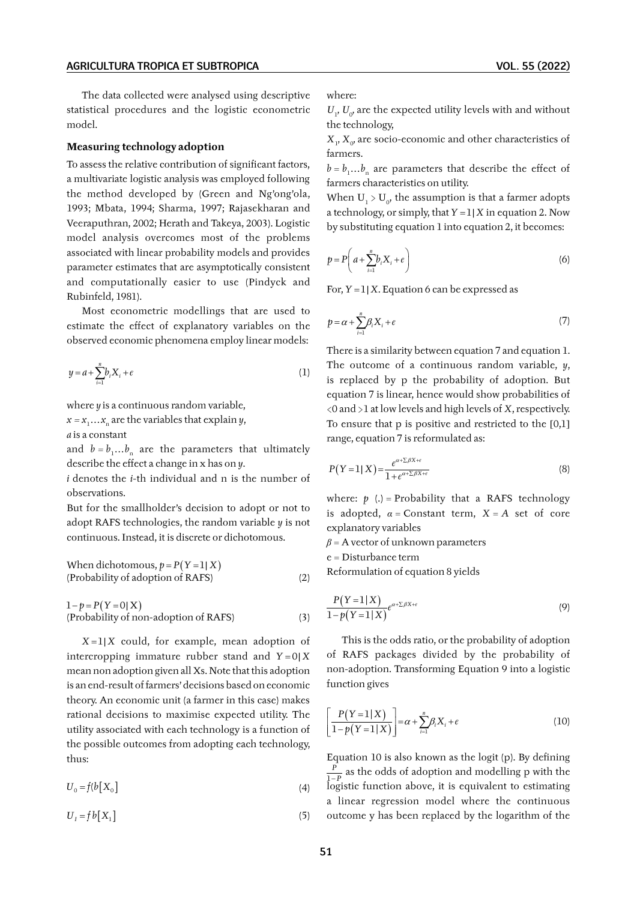The data collected were analysed using descriptive statistical procedures and the logistic econometric model.

### Measuring technology adoption

To assess the relative contribution of significant factors, a multivariate logistic analysis was employed following the method developed by (Green and Ng'ong'ola, 1993; Mbata, 1994; Sharma, 1997; Rajasekharan and Veeraputhran, 2002; Herath and Takeya, 2003). Logistic model analysis overcomes most of the problems associated with linear probability models and provides parameter estimates that are asymptotically consistent and computationally easier to use (Pindyck and Rubinfeld, 1981).

Most econometric modellings that are used to estimate the effect of explanatory variables on the observed economic phenomena employ linear models:

$$y = a + \sum_{i=1}^{n} b_i X_i + e \tag{1}$$

where $y$ is a continuous random variable,
$x = x_1 \ldots x_n$ are the variables that explain $y$,
$a$ is a constant
and $b = b_1 \ldots b_n$ are the parameters that ultimately describe the effect a change in x has on $y$.
$i$ denotes the $i$-th individual and n is the number of observations.
But for the smallholder's decision to adopt or not to adopt RAFS technologies, the random variable $y$ is not continuous. Instead, it is discrete or dichotomous.

When dichotomous, $p = P(Y = 1 | X)$
(Probability of adoption of RAFS) (2)

$1 - p = P(Y = 0 | X)$
(Probability of non-adoption of RAFS) (3)

$X = 1 | X$ could, for example, mean adoption of intercropping immature rubber stand and $Y = 0 | X$ mean non adoption given all Xs. Note that this adoption is an end-result of farmers' decisions based on economic theory. An economic unit (a farmer in this case) makes rational decisions to maximise expected utility. The utility associated with each technology is a function of the possible outcomes from adopting each technology, thus:

$$U_0 = f(b[X_0] \tag{4}$$

$$U_I = f\, b[X_1] \tag{5}$$

where:
$U_1$, $U_0$, are the expected utility levels with and without the technology,
$X_1$, $X_0$, are socio-economic and other characteristics of farmers.
$b = b_1 \ldots b_n$ are parameters that describe the effect of farmers characteristics on utility.
When $U_1 > U_0$, the assumption is that a farmer adopts a technology, or simply, that $Y = 1 | X$ in equation 2. Now by substituting equation 1 into equation 2, it becomes:

$$p = P\left(a + \sum_{i=1}^{n} b_i X_i + e\right) \tag{6}$$

For, $Y = 1 | X$. Equation 6 can be expressed as

$$p = \alpha + \sum_{i=1}^{n} \beta_i X_i + e \tag{7}$$

There is a similarity between equation 7 and equation 1. The outcome of a continuous random variable, $y$, is replaced by p the probability of adoption. But equation 7 is linear, hence would show probabilities of <0 and >1 at low levels and high levels of $X$, respectively. To ensure that p is positive and restricted to the [0,1] range, equation 7 is reformulated as:

$$P(Y = 1 | X) = \frac{e^{\alpha + \Sigma \beta X + e}}{1 + e^{\alpha + \Sigma \beta X + e}} \tag{8}$$

where: $p$ (.) = Probability that a RAFS technology is adopted, $\alpha$ = Constant term, $X$ = $A$ set of core explanatory variables
$\beta$ = A vector of unknown parameters
e = Disturbance term
Reformulation of equation 8 yields

$$\frac{P(Y = 1 | X)}{1 - p(Y = 1 | X)} e^{\alpha + \Sigma \beta X + e} \tag{9}$$

This is the odds ratio, or the probability of adoption of RAFS packages divided by the probability of non-adoption. Transforming Equation 9 into a logistic function gives

$$\left[\frac{P(Y = 1 | X)}{1 - p(Y = 1 | X)}\right] = \alpha + \sum_{i=1}^{n} \beta_i X_i + e \tag{10}$$

Equation 10 is also known as the logit (p). By defining $\frac{P}{1-P}$ as the odds of adoption and modelling p with the logistic function above, it is equivalent to estimating a linear regression model where the continuous outcome y has been replaced by the logarithm of the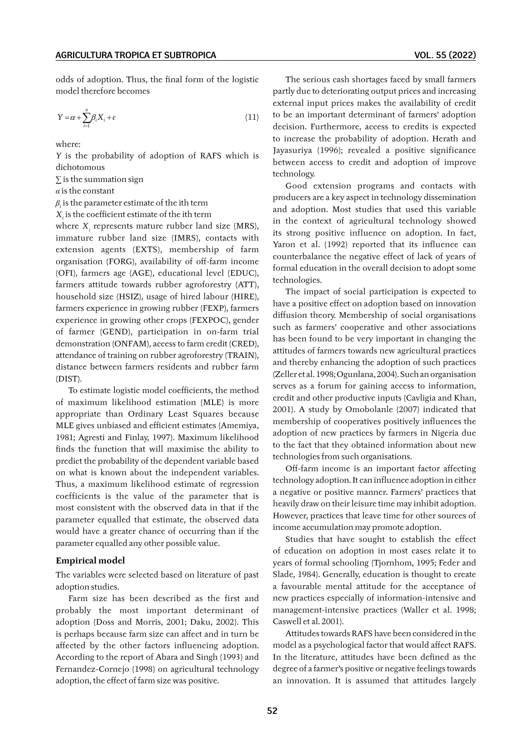odds of adoption. Thus, the final form of the logistic model therefore becomes

$$Y = \alpha + \sum_{i=1}^{n} \beta_i X_i + e \tag{11}$$

where:

$Y$ is the probability of adoption of RAFS which is dichotomous

$\sum$ is the summation sign

$\alpha$ is the constant

$\beta_i$ is the parameter estimate of the ith term

$X_i$ is the coefficient estimate of the ith term

where $X_i$ represents mature rubber land size (MRS), immature rubber land size (IMRS), contacts with extension agents (EXTS), membership of farm organisation (FORG), availability of off-farm income (OFI), farmers age (AGE), educational level (EDUC), farmers attitude towards rubber agroforestry (ATT), household size (HSIZ), usage of hired labour (HIRE), farmers experience in growing rubber (FEXP), farmers experience in growing other crops (FEXPOC), gender of farmer (GEND), participation in on-farm trial demonstration (ONFAM), access to farm credit (CRED), attendance of training on rubber agroforestry (TRAIN), distance between farmers residents and rubber farm (DIST).

To estimate logistic model coefficients, the method of maximum likelihood estimation (MLE) is more appropriate than Ordinary Least Squares because MLE gives unbiased and efficient estimates (Amemiya, 1981; Agresti and Finlay, 1997). Maximum likelihood finds the function that will maximise the ability to predict the probability of the dependent variable based on what is known about the independent variables. Thus, a maximum likelihood estimate of regression coefficients is the value of the parameter that is most consistent with the observed data in that if the parameter equalled that estimate, the observed data would have a greater chance of occurring than if the parameter equalled any other possible value.

### Empirical model

The variables were selected based on literature of past adoption studies.

Farm size has been described as the first and probably the most important determinant of adoption (Doss and Morris, 2001; Daku, 2002). This is perhaps because farm size can affect and in turn be affected by the other factors influencing adoption. According to the report of Abara and Singh (1993) and Fernandez-Cornejo (1998) on agricultural technology adoption, the effect of farm size was positive.

The serious cash shortages faced by small farmers partly due to deteriorating output prices and increasing external input prices makes the availability of credit to be an important determinant of farmers' adoption decision. Furthermore, access to credits is expected to increase the probability of adoption. Herath and Jayasuriya (1996); revealed a positive significance between access to credit and adoption of improve technology.

Good extension programs and contacts with producers are a key aspect in technology dissemination and adoption. Most studies that used this variable in the context of agricultural technology showed its strong positive influence on adoption. In fact, Yaron et al. (1992) reported that its influence can counterbalance the negative effect of lack of years of formal education in the overall decision to adopt some technologies.

The impact of social participation is expected to have a positive effect on adoption based on innovation diffusion theory. Membership of social organisations such as farmers' cooperative and other associations has been found to be very important in changing the attitudes of farmers towards new agricultural practices and thereby enhancing the adoption of such practices (Zeller et al. 1998; Ogunlana, 2004). Such an organisation serves as a forum for gaining access to information, credit and other productive inputs (Cavligia and Khan, 2001). A study by Omobolanle (2007) indicated that membership of cooperatives positively influences the adoption of new practices by farmers in Nigeria due to the fact that they obtained information about new technologies from such organisations.

Off-farm income is an important factor affecting technology adoption. It can influence adoption in either a negative or positive manner. Farmers' practices that heavily draw on their leisure time may inhibit adoption. However, practices that leave time for other sources of income accumulation may promote adoption.

Studies that have sought to establish the effect of education on adoption in most cases relate it to years of formal schooling (Tjornhom, 1995; Feder and Slade, 1984). Generally, education is thought to create a favourable mental attitude for the acceptance of new practices especially of information-intensive and management-intensive practices (Waller et al. 1998; Caswell et al. 2001).

Attitudes towards RAFS have been considered in the model as a psychological factor that would affect RAFS. In the literature, attitudes have been defined as the degree of a farmer's positive or negative feelings towards an innovation. It is assumed that attitudes largely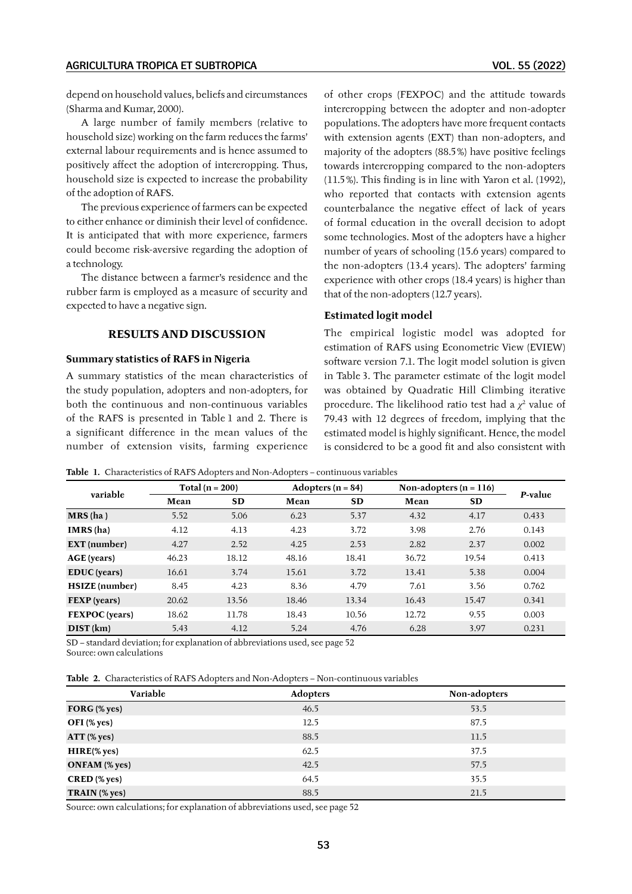depend on household values, beliefs and circumstances (Sharma and Kumar, 2000).

A large number of family members (relative to household size) working on the farm reduces the farms' external labour requirements and is hence assumed to positively affect the adoption of intercropping. Thus, household size is expected to increase the probability of the adoption of RAFS.

The previous experience of farmers can be expected to either enhance or diminish their level of confidence. It is anticipated that with more experience, farmers could become risk-aversive regarding the adoption of a technology.

The distance between a farmer's residence and the rubber farm is employed as a measure of security and expected to have a negative sign.

## RESULTS AND DISCUSSION

### Summary statistics of RAFS in Nigeria

A summary statistics of the mean characteristics of the study population, adopters and non-adopters, for both the continuous and non-continuous variables of the RAFS is presented in Table 1 and 2. There is a significant difference in the mean values of the number of extension visits, farming experience of other crops (FEXPOC) and the attitude towards intercropping between the adopter and non-adopter populations. The adopters have more frequent contacts with extension agents (EXT) than non-adopters, and majority of the adopters (88.5%) have positive feelings towards intercropping compared to the non-adopters (11.5%). This finding is in line with Yaron et al. (1992), who reported that contacts with extension agents counterbalance the negative effect of lack of years of formal education in the overall decision to adopt some technologies. Most of the adopters have a higher number of years of schooling (15.6 years) compared to the non-adopters (13.4 years). The adopters' farming experience with other crops (18.4 years) is higher than that of the non-adopters (12.7 years).

### Estimated logit model

The empirical logistic model was adopted for estimation of RAFS using Econometric View (EVIEW) software version 7.1. The logit model solution is given in Table 3. The parameter estimate of the logit model was obtained by Quadratic Hill Climbing iterative procedure. The likelihood ratio test had a $\chi^2$ value of 79.43 with 12 degrees of freedom, implying that the estimated model is highly significant. Hence, the model is considered to be a good fit and also consistent with

**Table 1.** Characteristics of RAFS Adopters and Non-Adopters – continuous variables

| variable | Total (n = 200) | | Adopters (n = 84) | | Non-adopters (n = 116) | | *P*-value |
|---|---|---|---|---|---|---|---|
| | Mean | SD | Mean | SD | Mean | SD | |
| **MRS (ha )** | 5.52 | 5.06 | 6.23 | 5.37 | 4.32 | 4.17 | 0.433 |
| **IMRS (ha)** | 4.12 | 4.13 | 4.23 | 3.72 | 3.98 | 2.76 | 0.143 |
| **EXT (number)** | 4.27 | 2.52 | 4.25 | 2.53 | 2.82 | 2.37 | 0.002 |
| **AGE (years)** | 46.23 | 18.12 | 48.16 | 18.41 | 36.72 | 19.54 | 0.413 |
| **EDUC (years)** | 16.61 | 3.74 | 15.61 | 3.72 | 13.41 | 5.38 | 0.004 |
| **HSIZE (number)** | 8.45 | 4.23 | 8.36 | 4.79 | 7.61 | 3.56 | 0.762 |
| **FEXP (years)** | 20.62 | 13.56 | 18.46 | 13.34 | 16.43 | 15.47 | 0.341 |
| **FEXPOC (years)** | 18.62 | 11.78 | 18.43 | 10.56 | 12.72 | 9.55 | 0.003 |
| **DIST (km)** | 5.43 | 4.12 | 5.24 | 4.76 | 6.28 | 3.97 | 0.231 |

SD – standard deviation; for explanation of abbreviations used, see page 52
Source: own calculations

**Table 2.** Characteristics of RAFS Adopters and Non-Adopters – Non-continuous variables

| Variable | Adopters | Non-adopters |
|---|---|---|
| **FORG (% yes)** | 46.5 | 53.5 |
| **OFI (% yes)** | 12.5 | 87.5 |
| **ATT (% yes)** | 88.5 | 11.5 |
| **HIRE(% yes)** | 62.5 | 37.5 |
| **ONFAM (% yes)** | 42.5 | 57.5 |
| **CRED (% yes)** | 64.5 | 35.5 |
| **TRAIN (% yes)** | 88.5 | 21.5 |

Source: own calculations; for explanation of abbreviations used, see page 52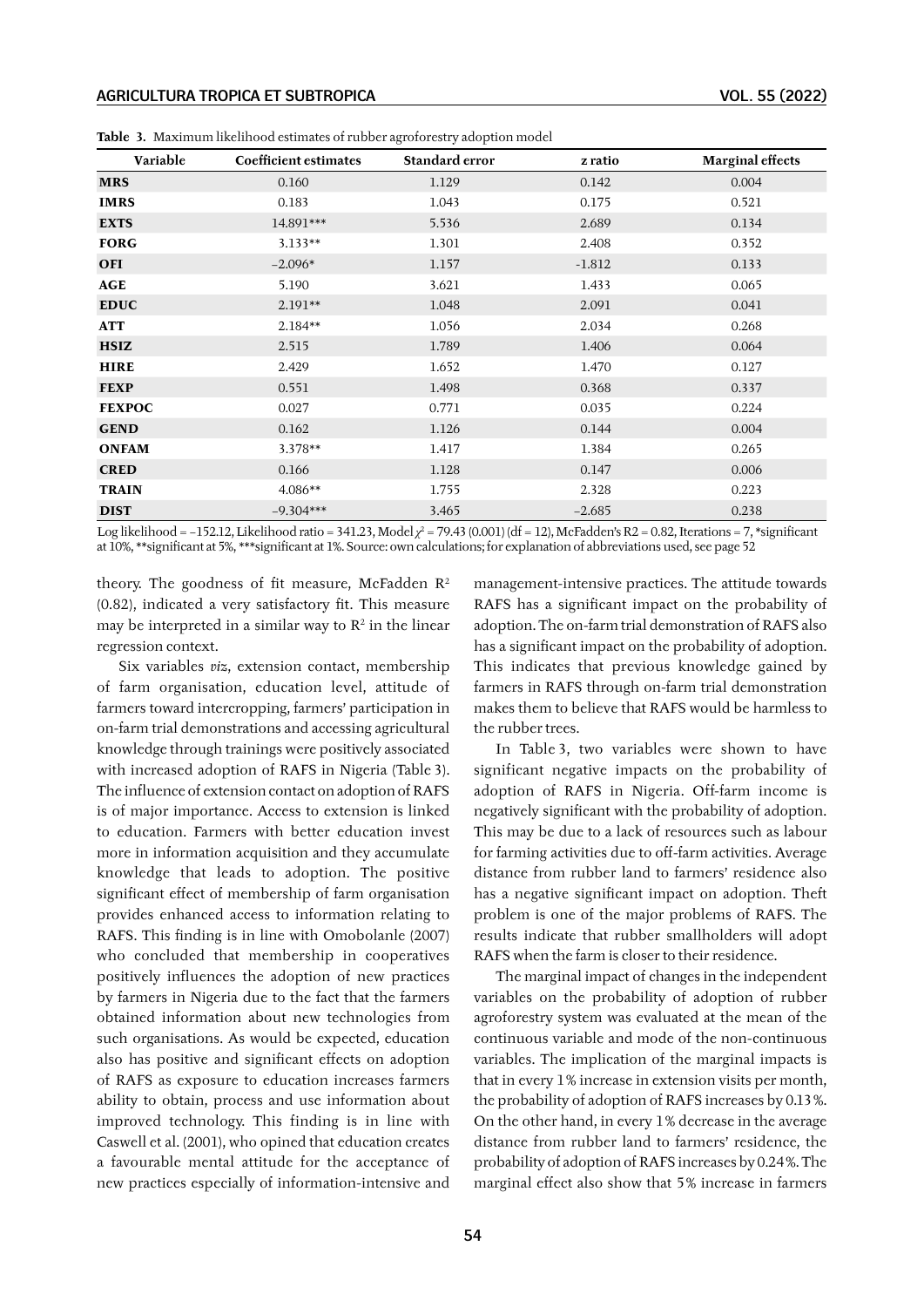**Table 3.** Maximum likelihood estimates of rubber agroforestry adoption model

| Variable | Coefficient estimates | Standard error | z ratio | Marginal effects |
|---|---|---|---|---|
| **MRS** | 0.160 | 1.129 | 0.142 | 0.004 |
| **IMRS** | 0.183 | 1.043 | 0.175 | 0.521 |
| **EXTS** | 14.891*** | 5.536 | 2.689 | 0.134 |
| **FORG** | 3.133** | 1.301 | 2.408 | 0.352 |
| **OFI** | –2.096* | 1.157 | -1.812 | 0.133 |
| **AGE** | 5.190 | 3.621 | 1.433 | 0.065 |
| **EDUC** | 2.191** | 1.048 | 2.091 | 0.041 |
| **ATT** | 2.184** | 1.056 | 2.034 | 0.268 |
| **HSIZ** | 2.515 | 1.789 | 1.406 | 0.064 |
| **HIRE** | 2.429 | 1.652 | 1.470 | 0.127 |
| **FEXP** | 0.551 | 1.498 | 0.368 | 0.337 |
| **FEXPOC** | 0.027 | 0.771 | 0.035 | 0.224 |
| **GEND** | 0.162 | 1.126 | 0.144 | 0.004 |
| **ONFAM** | 3.378** | 1.417 | 1.384 | 0.265 |
| **CRED** | 0.166 | 1.128 | 0.147 | 0.006 |
| **TRAIN** | 4.086** | 1.755 | 2.328 | 0.223 |
| **DIST** | –9.304*** | 3.465 | –2.685 | 0.238 |

Log likelihood = –152.12, Likelihood ratio = 341.23, Model $\chi^2$ = 79.43 (0.001) (df = 12), McFadden's R2 = 0.82, Iterations = 7, *significant at 10%, **significant at 5%, ***significant at 1%. Source: own calculations; for explanation of abbreviations used, see page 52

theory. The goodness of fit measure, McFadden $R^2$ (0.82), indicated a very satisfactory fit. This measure may be interpreted in a similar way to $R^2$ in the linear regression context.

Six variables *viz*, extension contact, membership of farm organisation, education level, attitude of farmers toward intercropping, farmers' participation in on-farm trial demonstrations and accessing agricultural knowledge through trainings were positively associated with increased adoption of RAFS in Nigeria (Table 3). The influence of extension contact on adoption of RAFS is of major importance. Access to extension is linked to education. Farmers with better education invest more in information acquisition and they accumulate knowledge that leads to adoption. The positive significant effect of membership of farm organisation provides enhanced access to information relating to RAFS. This finding is in line with Omobolanle (2007) who concluded that membership in cooperatives positively influences the adoption of new practices by farmers in Nigeria due to the fact that the farmers obtained information about new technologies from such organisations. As would be expected, education also has positive and significant effects on adoption of RAFS as exposure to education increases farmers ability to obtain, process and use information about improved technology. This finding is in line with Caswell et al. (2001), who opined that education creates a favourable mental attitude for the acceptance of new practices especially of information-intensive and management-intensive practices. The attitude towards RAFS has a significant impact on the probability of adoption. The on-farm trial demonstration of RAFS also has a significant impact on the probability of adoption. This indicates that previous knowledge gained by farmers in RAFS through on-farm trial demonstration makes them to believe that RAFS would be harmless to the rubber trees.

In Table 3, two variables were shown to have significant negative impacts on the probability of adoption of RAFS in Nigeria. Off-farm income is negatively significant with the probability of adoption. This may be due to a lack of resources such as labour for farming activities due to off-farm activities. Average distance from rubber land to farmers' residence also has a negative significant impact on adoption. Theft problem is one of the major problems of RAFS. The results indicate that rubber smallholders will adopt RAFS when the farm is closer to their residence.

The marginal impact of changes in the independent variables on the probability of adoption of rubber agroforestry system was evaluated at the mean of the continuous variable and mode of the non-continuous variables. The implication of the marginal impacts is that in every 1% increase in extension visits per month, the probability of adoption of RAFS increases by 0.13%. On the other hand, in every 1% decrease in the average distance from rubber land to farmers' residence, the probability of adoption of RAFS increases by 0.24%. The marginal effect also show that 5% increase in farmers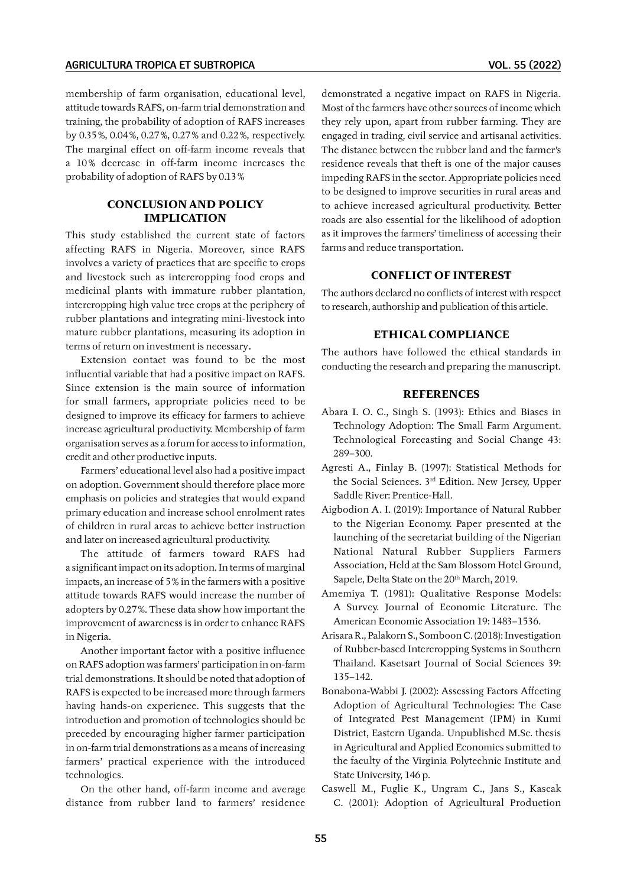membership of farm organisation, educational level, attitude towards RAFS, on-farm trial demonstration and training, the probability of adoption of RAFS increases by 0.35%, 0.04%, 0.27%, 0.27% and 0.22%, respectively. The marginal effect on off-farm income reveals that a 10% decrease in off-farm income increases the probability of adoption of RAFS by 0.13%

## CONCLUSION AND POLICY IMPLICATION

This study established the current state of factors affecting RAFS in Nigeria. Moreover, since RAFS involves a variety of practices that are specific to crops and livestock such as intercropping food crops and medicinal plants with immature rubber plantation, intercropping high value tree crops at the periphery of rubber plantations and integrating mini-livestock into mature rubber plantations, measuring its adoption in terms of return on investment is necessary.

Extension contact was found to be the most influential variable that had a positive impact on RAFS. Since extension is the main source of information for small farmers, appropriate policies need to be designed to improve its efficacy for farmers to achieve increase agricultural productivity. Membership of farm organisation serves as a forum for access to information, credit and other productive inputs.

Farmers' educational level also had a positive impact on adoption. Government should therefore place more emphasis on policies and strategies that would expand primary education and increase school enrolment rates of children in rural areas to achieve better instruction and later on increased agricultural productivity.

The attitude of farmers toward RAFS had a significant impact on its adoption. In terms of marginal impacts, an increase of 5% in the farmers with a positive attitude towards RAFS would increase the number of adopters by 0.27%. These data show how important the improvement of awareness is in order to enhance RAFS in Nigeria.

Another important factor with a positive influence on RAFS adoption was farmers' participation in on-farm trial demonstrations. It should be noted that adoption of RAFS is expected to be increased more through farmers having hands-on experience. This suggests that the introduction and promotion of technologies should be preceded by encouraging higher farmer participation in on-farm trial demonstrations as a means of increasing farmers' practical experience with the introduced technologies.

On the other hand, off-farm income and average distance from rubber land to farmers' residence demonstrated a negative impact on RAFS in Nigeria. Most of the farmers have other sources of income which they rely upon, apart from rubber farming. They are engaged in trading, civil service and artisanal activities. The distance between the rubber land and the farmer's residence reveals that theft is one of the major causes impeding RAFS in the sector. Appropriate policies need to be designed to improve securities in rural areas and to achieve increased agricultural productivity. Better roads are also essential for the likelihood of adoption as it improves the farmers' timeliness of accessing their farms and reduce transportation.

## CONFLICT OF INTEREST

The authors declared no conflicts of interest with respect to research, authorship and publication of this article.

## ETHICAL COMPLIANCE

The authors have followed the ethical standards in conducting the research and preparing the manuscript.

## REFERENCES

Abara I. O. C., Singh S. (1993): Ethics and Biases in Technology Adoption: The Small Farm Argument. Technological Forecasting and Social Change 43: 289–300.

Agresti A., Finlay B. (1997): Statistical Methods for the Social Sciences. 3rd Edition. New Jersey, Upper Saddle River: Prentice-Hall.

Aigbodion A. I. (2019): Importance of Natural Rubber to the Nigerian Economy. Paper presented at the launching of the secretariat building of the Nigerian National Natural Rubber Suppliers Farmers Association, Held at the Sam Blossom Hotel Ground, Sapele, Delta State on the 20th March, 2019.

Amemiya T. (1981): Qualitative Response Models: A Survey. Journal of Economic Literature. The American Economic Association 19: 1483–1536.

Arisara R., Palakorn S., Somboon C. (2018): Investigation of Rubber-based Intercropping Systems in Southern Thailand. Kasetsart Journal of Social Sciences 39: 135–142.

Bonabona-Wabbi J. (2002): Assessing Factors Affecting Adoption of Agricultural Technologies: The Case of Integrated Pest Management (IPM) in Kumi District, Eastern Uganda. Unpublished M.Sc. thesis in Agricultural and Applied Economics submitted to the faculty of the Virginia Polytechnic Institute and State University, 146 p.

Caswell M., Fuglie K., Ungram C., Jans S., Kascak C. (2001): Adoption of Agricultural Production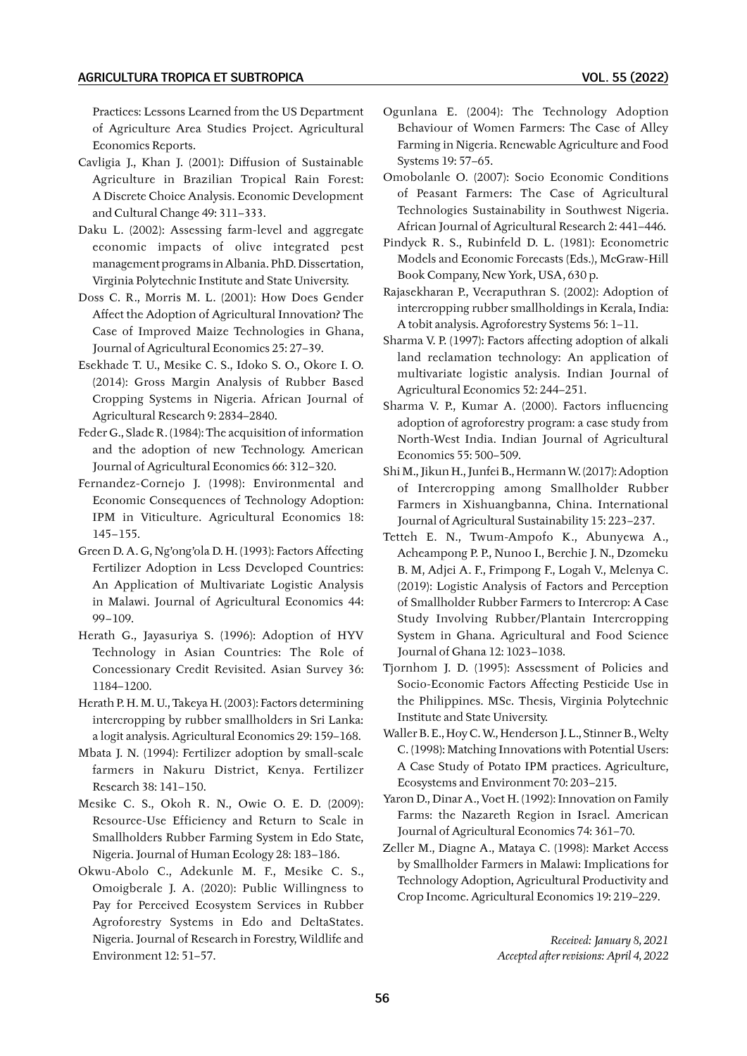Practices: Lessons Learned from the US Department of Agriculture Area Studies Project. Agricultural Economics Reports.

Cavligia J., Khan J. (2001): Diffusion of Sustainable Agriculture in Brazilian Tropical Rain Forest: A Discrete Choice Analysis. Economic Development and Cultural Change 49: 311–333.

Daku L. (2002): Assessing farm-level and aggregate economic impacts of olive integrated pest management programs in Albania. PhD. Dissertation, Virginia Polytechnic Institute and State University.

Doss C. R., Morris M. L. (2001): How Does Gender Affect the Adoption of Agricultural Innovation? The Case of Improved Maize Technologies in Ghana, Journal of Agricultural Economics 25: 27–39.

Esekhade T. U., Mesike C. S., Idoko S. O., Okore I. O. (2014): Gross Margin Analysis of Rubber Based Cropping Systems in Nigeria. African Journal of Agricultural Research 9: 2834–2840.

Feder G., Slade R. (1984): The acquisition of information and the adoption of new Technology. American Journal of Agricultural Economics 66: 312–320.

Fernandez-Cornejo J. (1998): Environmental and Economic Consequences of Technology Adoption: IPM in Viticulture. Agricultural Economics 18: 145–155.

Green D. A. G, Ng'ong'ola D. H. (1993): Factors Affecting Fertilizer Adoption in Less Developed Countries: An Application of Multivariate Logistic Analysis in Malawi. Journal of Agricultural Economics 44: 99–109.

Herath G., Jayasuriya S. (1996): Adoption of HYV Technology in Asian Countries: The Role of Concessionary Credit Revisited. Asian Survey 36: 1184–1200.

Herath P. H. M. U., Takeya H. (2003): Factors determining intercropping by rubber smallholders in Sri Lanka: a logit analysis. Agricultural Economics 29: 159–168.

Mbata J. N. (1994): Fertilizer adoption by small-scale farmers in Nakuru District, Kenya. Fertilizer Research 38: 141–150.

Mesike C. S., Okoh R. N., Owie O. E. D. (2009): Resource-Use Efficiency and Return to Scale in Smallholders Rubber Farming System in Edo State, Nigeria. Journal of Human Ecology 28: 183–186.

Okwu-Abolo C., Adekunle M. F., Mesike C. S., Omoigberale J. A. (2020): Public Willingness to Pay for Perceived Ecosystem Services in Rubber Agroforestry Systems in Edo and DeltaStates. Nigeria. Journal of Research in Forestry, Wildlife and Environment 12: 51–57.

Ogunlana E. (2004): The Technology Adoption Behaviour of Women Farmers: The Case of Alley Farming in Nigeria. Renewable Agriculture and Food Systems 19: 57–65.

Omobolanle O. (2007): Socio Economic Conditions of Peasant Farmers: The Case of Agricultural Technologies Sustainability in Southwest Nigeria. African Journal of Agricultural Research 2: 441–446.

Pindyck R. S., Rubinfeld D. L. (1981): Econometric Models and Economic Forecasts (Eds.), McGraw-Hill Book Company, New York, USA, 630 p.

Rajasekharan P., Veeraputhran S. (2002): Adoption of intercropping rubber smallholdings in Kerala, India: A tobit analysis. Agroforestry Systems 56: 1–11.

Sharma V. P. (1997): Factors affecting adoption of alkali land reclamation technology: An application of multivariate logistic analysis. Indian Journal of Agricultural Economics 52: 244–251.

Sharma V. P., Kumar A. (2000). Factors influencing adoption of agroforestry program: a case study from North-West India. Indian Journal of Agricultural Economics 55: 500–509.

Shi M., Jikun H., Junfei B., Hermann W. (2017): Adoption of Intercropping among Smallholder Rubber Farmers in Xishuangbanna, China. International Journal of Agricultural Sustainability 15: 223–237.

Tetteh E. N., Twum-Ampofo K., Abunyewa A., Acheampong P. P., Nunoo I., Berchie J. N., Dzomeku B. M, Adjei A. F., Frimpong F., Logah V., Melenya C. (2019): Logistic Analysis of Factors and Perception of Smallholder Rubber Farmers to Intercrop: A Case Study Involving Rubber/Plantain Intercropping System in Ghana. Agricultural and Food Science Journal of Ghana 12: 1023–1038.

Tjornhom J. D. (1995): Assessment of Policies and Socio-Economic Factors Affecting Pesticide Use in the Philippines. MSc. Thesis, Virginia Polytechnic Institute and State University.

Waller B. E., Hoy C. W., Henderson J. L., Stinner B., Welty C. (1998): Matching Innovations with Potential Users: A Case Study of Potato IPM practices. Agriculture, Ecosystems and Environment 70: 203–215.

Yaron D., Dinar A., Voet H. (1992): Innovation on Family Farms: the Nazareth Region in Israel. American Journal of Agricultural Economics 74: 361–70.

Zeller M., Diagne A., Mataya C. (1998): Market Access by Smallholder Farmers in Malawi: Implications for Technology Adoption, Agricultural Productivity and Crop Income. Agricultural Economics 19: 219–229.

*Received: January 8, 2021*
*Accepted after revisions: April 4, 2022*